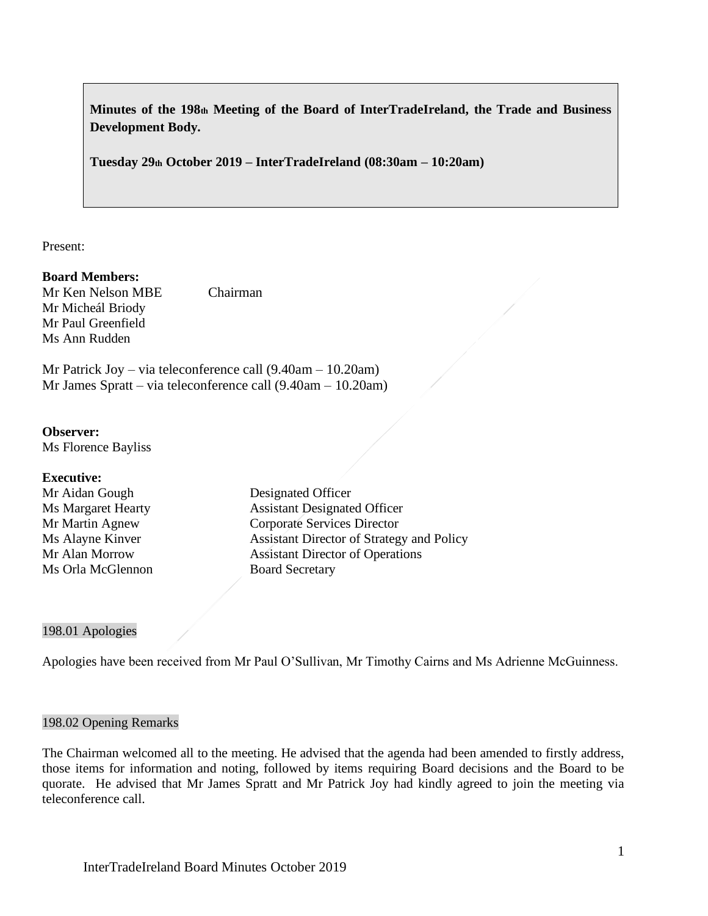**Minutes of the 198th Meeting of the Board of InterTradeIreland, the Trade and Business Development Body.**

**Tuesday 29th October 2019 – InterTradeIreland (08:30am – 10:20am)**

Present:

**Board Members:**

Mr Ken Nelson MBE Chairman
Mr Micheál Briody
Mr Paul Greenfield
Ms Ann Rudden

Mr Patrick Joy – via teleconference call (9.40am – 10.20am)
Mr James Spratt – via teleconference call (9.40am – 10.20am)

**Observer:**
Ms Florence Bayliss

**Executive:**

| | |
|---|---|
| Mr Aidan Gough | Designated Officer |
| Ms Margaret Hearty | Assistant Designated Officer |
| Mr Martin Agnew | Corporate Services Director |
| Ms Alayne Kinver | Assistant Director of Strategy and Policy |
| Mr Alan Morrow | Assistant Director of Operations |
| Ms Orla McGlennon | Board Secretary |

## 198.01 Apologies

Apologies have been received from Mr Paul O'Sullivan, Mr Timothy Cairns and Ms Adrienne McGuinness.

## 198.02 Opening Remarks

The Chairman welcomed all to the meeting. He advised that the agenda had been amended to firstly address, those items for information and noting, followed by items requiring Board decisions and the Board to be quorate. He advised that Mr James Spratt and Mr Patrick Joy had kindly agreed to join the meeting via teleconference call.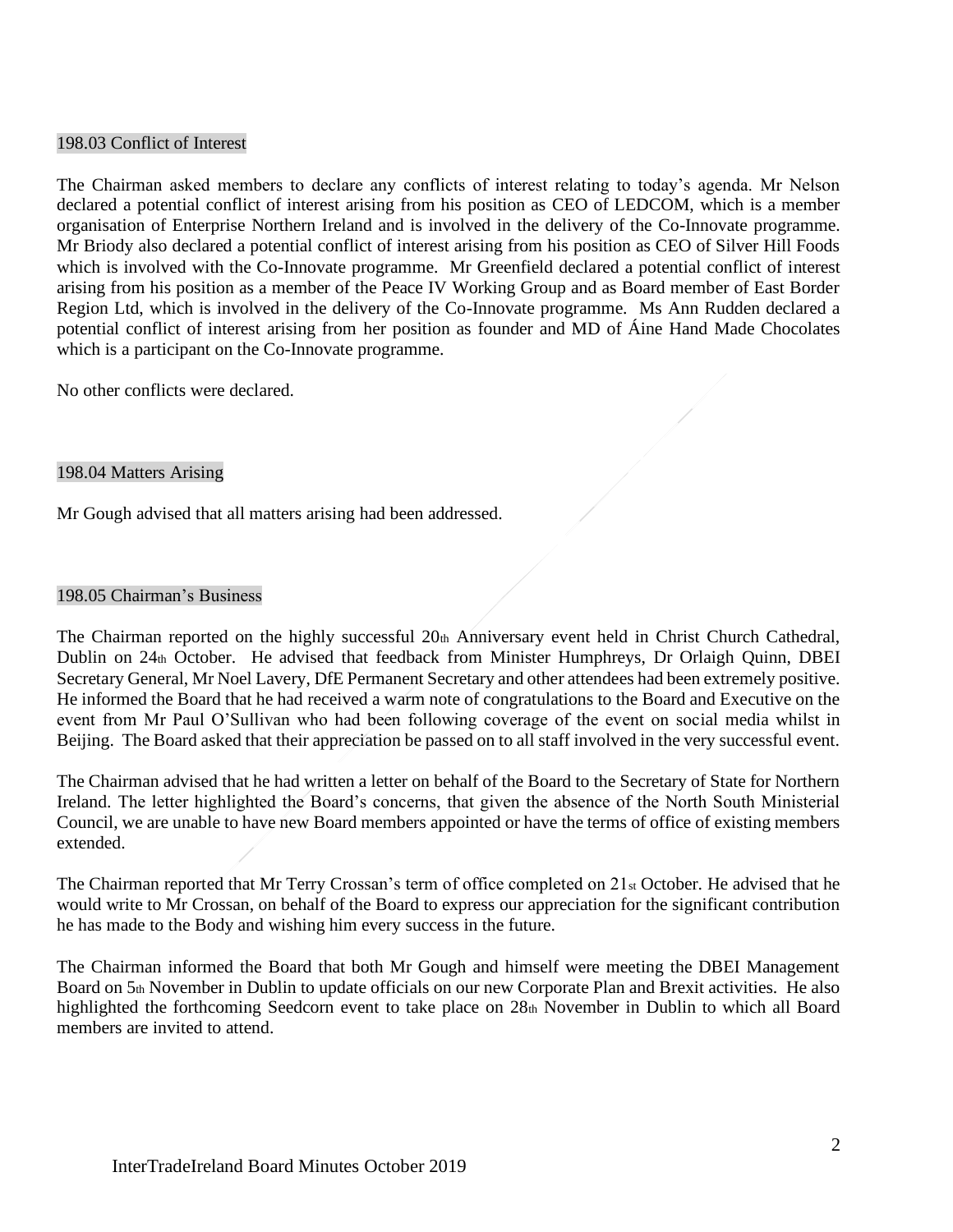## 198.03 Conflict of Interest

The Chairman asked members to declare any conflicts of interest relating to today's agenda. Mr Nelson declared a potential conflict of interest arising from his position as CEO of LEDCOM, which is a member organisation of Enterprise Northern Ireland and is involved in the delivery of the Co-Innovate programme. Mr Briody also declared a potential conflict of interest arising from his position as CEO of Silver Hill Foods which is involved with the Co-Innovate programme. Mr Greenfield declared a potential conflict of interest arising from his position as a member of the Peace IV Working Group and as Board member of East Border Region Ltd, which is involved in the delivery of the Co-Innovate programme. Ms Ann Rudden declared a potential conflict of interest arising from her position as founder and MD of Áine Hand Made Chocolates which is a participant on the Co-Innovate programme.

No other conflicts were declared.

## 198.04 Matters Arising

Mr Gough advised that all matters arising had been addressed.

## 198.05 Chairman's Business

The Chairman reported on the highly successful 20th Anniversary event held in Christ Church Cathedral, Dublin on 24th October. He advised that feedback from Minister Humphreys, Dr Orlaigh Quinn, DBEI Secretary General, Mr Noel Lavery, DfE Permanent Secretary and other attendees had been extremely positive. He informed the Board that he had received a warm note of congratulations to the Board and Executive on the event from Mr Paul O'Sullivan who had been following coverage of the event on social media whilst in Beijing. The Board asked that their appreciation be passed on to all staff involved in the very successful event.

The Chairman advised that he had written a letter on behalf of the Board to the Secretary of State for Northern Ireland. The letter highlighted the Board's concerns, that given the absence of the North South Ministerial Council, we are unable to have new Board members appointed or have the terms of office of existing members extended.

The Chairman reported that Mr Terry Crossan's term of office completed on 21st October. He advised that he would write to Mr Crossan, on behalf of the Board to express our appreciation for the significant contribution he has made to the Body and wishing him every success in the future.

The Chairman informed the Board that both Mr Gough and himself were meeting the DBEI Management Board on 5th November in Dublin to update officials on our new Corporate Plan and Brexit activities. He also highlighted the forthcoming Seedcorn event to take place on 28th November in Dublin to which all Board members are invited to attend.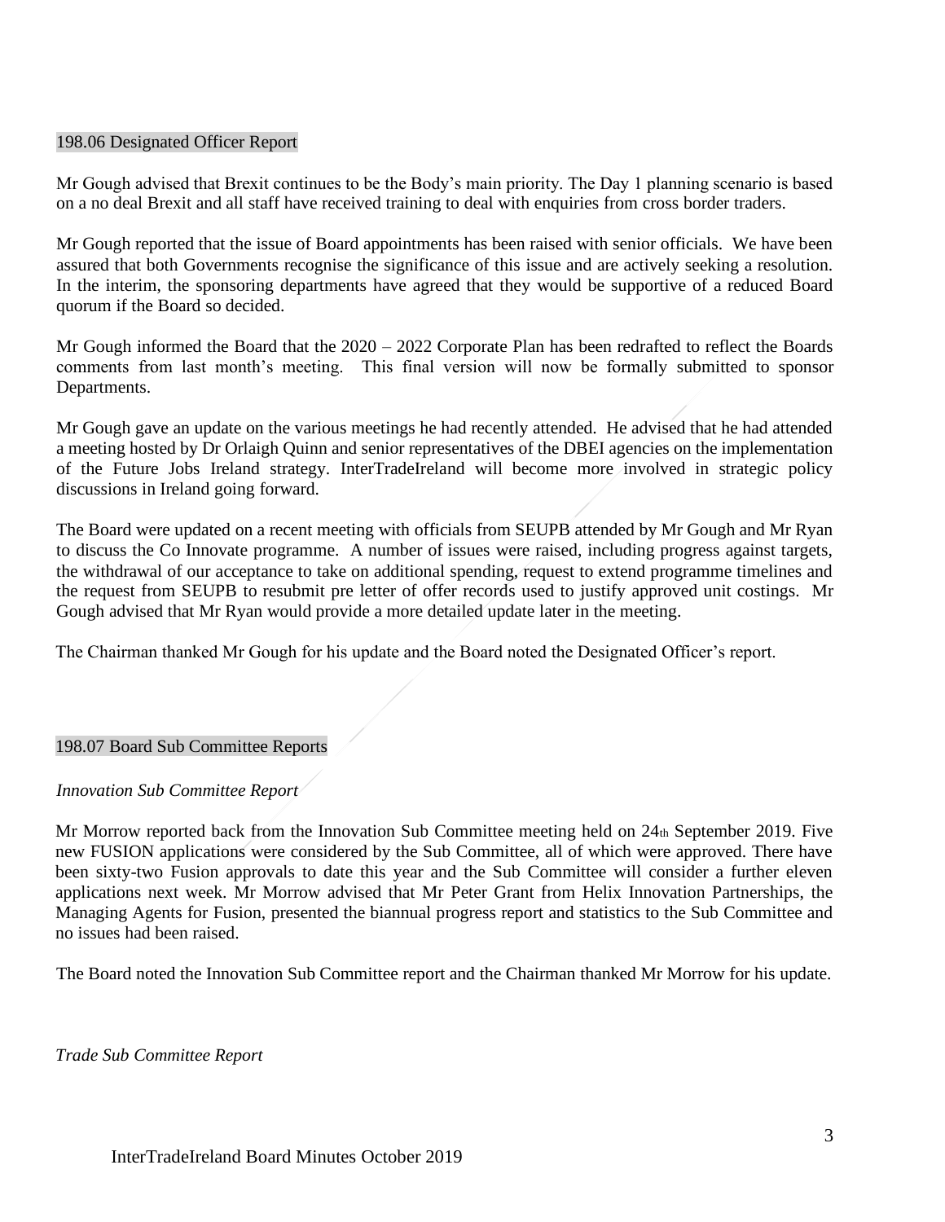## 198.06 Designated Officer Report

Mr Gough advised that Brexit continues to be the Body's main priority. The Day 1 planning scenario is based on a no deal Brexit and all staff have received training to deal with enquiries from cross border traders.

Mr Gough reported that the issue of Board appointments has been raised with senior officials. We have been assured that both Governments recognise the significance of this issue and are actively seeking a resolution. In the interim, the sponsoring departments have agreed that they would be supportive of a reduced Board quorum if the Board so decided.

Mr Gough informed the Board that the 2020 – 2022 Corporate Plan has been redrafted to reflect the Boards comments from last month's meeting. This final version will now be formally submitted to sponsor Departments.

Mr Gough gave an update on the various meetings he had recently attended. He advised that he had attended a meeting hosted by Dr Orlaigh Quinn and senior representatives of the DBEI agencies on the implementation of the Future Jobs Ireland strategy. InterTradeIreland will become more involved in strategic policy discussions in Ireland going forward.

The Board were updated on a recent meeting with officials from SEUPB attended by Mr Gough and Mr Ryan to discuss the Co Innovate programme. A number of issues were raised, including progress against targets, the withdrawal of our acceptance to take on additional spending, request to extend programme timelines and the request from SEUPB to resubmit pre letter of offer records used to justify approved unit costings. Mr Gough advised that Mr Ryan would provide a more detailed update later in the meeting.

The Chairman thanked Mr Gough for his update and the Board noted the Designated Officer's report.

## 198.07 Board Sub Committee Reports

*Innovation Sub Committee Report*

Mr Morrow reported back from the Innovation Sub Committee meeting held on 24th September 2019. Five new FUSION applications were considered by the Sub Committee, all of which were approved. There have been sixty-two Fusion approvals to date this year and the Sub Committee will consider a further eleven applications next week. Mr Morrow advised that Mr Peter Grant from Helix Innovation Partnerships, the Managing Agents for Fusion, presented the biannual progress report and statistics to the Sub Committee and no issues had been raised.

The Board noted the Innovation Sub Committee report and the Chairman thanked Mr Morrow for his update.

*Trade Sub Committee Report*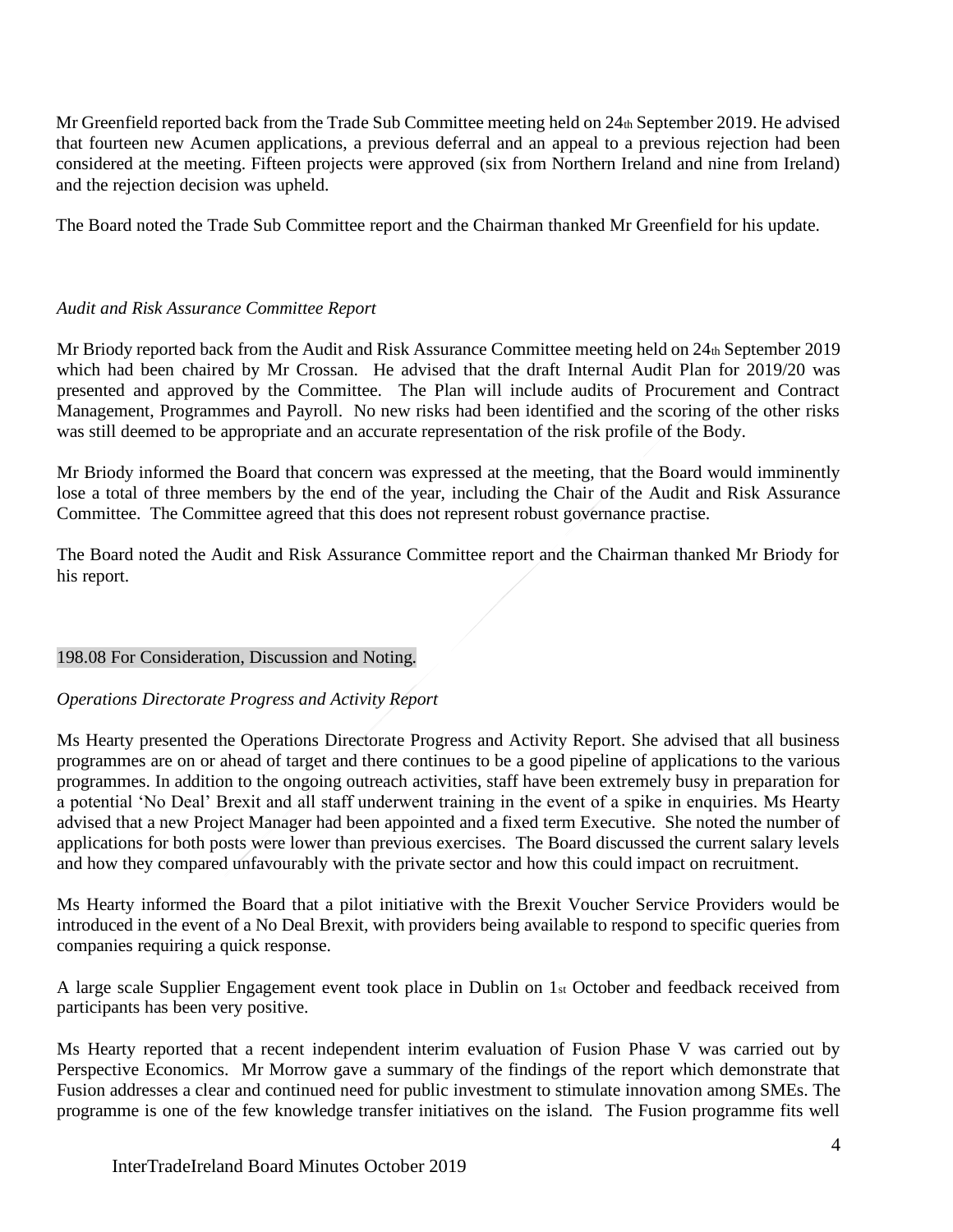Mr Greenfield reported back from the Trade Sub Committee meeting held on 24th September 2019. He advised that fourteen new Acumen applications, a previous deferral and an appeal to a previous rejection had been considered at the meeting. Fifteen projects were approved (six from Northern Ireland and nine from Ireland) and the rejection decision was upheld.

The Board noted the Trade Sub Committee report and the Chairman thanked Mr Greenfield for his update.

*Audit and Risk Assurance Committee Report*

Mr Briody reported back from the Audit and Risk Assurance Committee meeting held on 24th September 2019 which had been chaired by Mr Crossan. He advised that the draft Internal Audit Plan for 2019/20 was presented and approved by the Committee. The Plan will include audits of Procurement and Contract Management, Programmes and Payroll. No new risks had been identified and the scoring of the other risks was still deemed to be appropriate and an accurate representation of the risk profile of the Body.

Mr Briody informed the Board that concern was expressed at the meeting, that the Board would imminently lose a total of three members by the end of the year, including the Chair of the Audit and Risk Assurance Committee. The Committee agreed that this does not represent robust governance practise.

The Board noted the Audit and Risk Assurance Committee report and the Chairman thanked Mr Briody for his report.

## 198.08 For Consideration, Discussion and Noting.

*Operations Directorate Progress and Activity Report*

Ms Hearty presented the Operations Directorate Progress and Activity Report. She advised that all business programmes are on or ahead of target and there continues to be a good pipeline of applications to the various programmes. In addition to the ongoing outreach activities, staff have been extremely busy in preparation for a potential 'No Deal' Brexit and all staff underwent training in the event of a spike in enquiries. Ms Hearty advised that a new Project Manager had been appointed and a fixed term Executive. She noted the number of applications for both posts were lower than previous exercises. The Board discussed the current salary levels and how they compared unfavourably with the private sector and how this could impact on recruitment.

Ms Hearty informed the Board that a pilot initiative with the Brexit Voucher Service Providers would be introduced in the event of a No Deal Brexit, with providers being available to respond to specific queries from companies requiring a quick response.

A large scale Supplier Engagement event took place in Dublin on 1st October and feedback received from participants has been very positive.

Ms Hearty reported that a recent independent interim evaluation of Fusion Phase V was carried out by Perspective Economics. Mr Morrow gave a summary of the findings of the report which demonstrate that Fusion addresses a clear and continued need for public investment to stimulate innovation among SMEs. The programme is one of the few knowledge transfer initiatives on the island. The Fusion programme fits well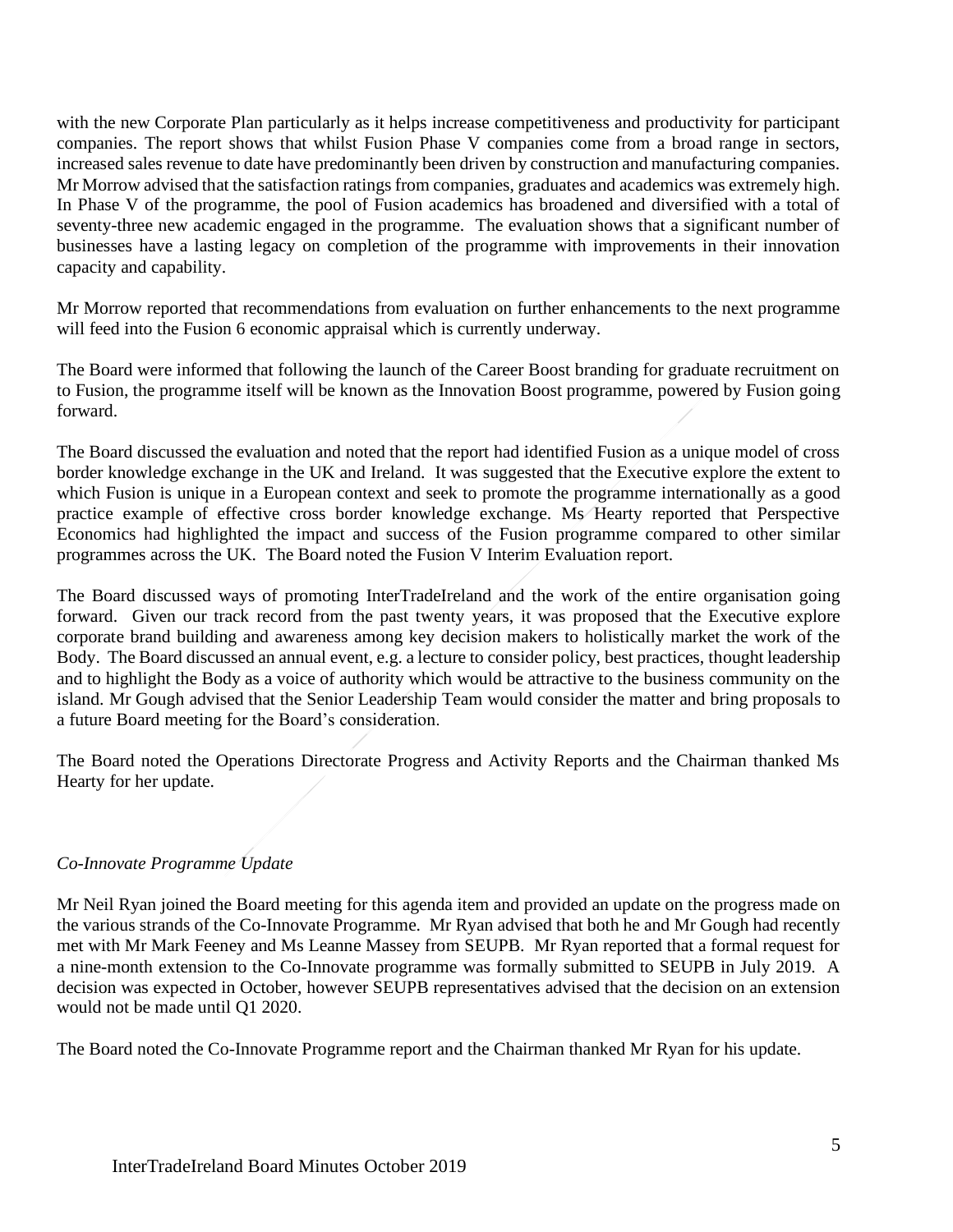with the new Corporate Plan particularly as it helps increase competitiveness and productivity for participant companies. The report shows that whilst Fusion Phase V companies come from a broad range in sectors, increased sales revenue to date have predominantly been driven by construction and manufacturing companies. Mr Morrow advised that the satisfaction ratings from companies, graduates and academics was extremely high. In Phase V of the programme, the pool of Fusion academics has broadened and diversified with a total of seventy-three new academic engaged in the programme. The evaluation shows that a significant number of businesses have a lasting legacy on completion of the programme with improvements in their innovation capacity and capability.

Mr Morrow reported that recommendations from evaluation on further enhancements to the next programme will feed into the Fusion 6 economic appraisal which is currently underway.

The Board were informed that following the launch of the Career Boost branding for graduate recruitment on to Fusion, the programme itself will be known as the Innovation Boost programme, powered by Fusion going forward.

The Board discussed the evaluation and noted that the report had identified Fusion as a unique model of cross border knowledge exchange in the UK and Ireland. It was suggested that the Executive explore the extent to which Fusion is unique in a European context and seek to promote the programme internationally as a good practice example of effective cross border knowledge exchange. Ms Hearty reported that Perspective Economics had highlighted the impact and success of the Fusion programme compared to other similar programmes across the UK. The Board noted the Fusion V Interim Evaluation report.

The Board discussed ways of promoting InterTradeIreland and the work of the entire organisation going forward. Given our track record from the past twenty years, it was proposed that the Executive explore corporate brand building and awareness among key decision makers to holistically market the work of the Body. The Board discussed an annual event, e.g. a lecture to consider policy, best practices, thought leadership and to highlight the Body as a voice of authority which would be attractive to the business community on the island. Mr Gough advised that the Senior Leadership Team would consider the matter and bring proposals to a future Board meeting for the Board's consideration.

The Board noted the Operations Directorate Progress and Activity Reports and the Chairman thanked Ms Hearty for her update.

*Co-Innovate Programme Update*

Mr Neil Ryan joined the Board meeting for this agenda item and provided an update on the progress made on the various strands of the Co-Innovate Programme. Mr Ryan advised that both he and Mr Gough had recently met with Mr Mark Feeney and Ms Leanne Massey from SEUPB. Mr Ryan reported that a formal request for a nine-month extension to the Co-Innovate programme was formally submitted to SEUPB in July 2019. A decision was expected in October, however SEUPB representatives advised that the decision on an extension would not be made until Q1 2020.

The Board noted the Co-Innovate Programme report and the Chairman thanked Mr Ryan for his update.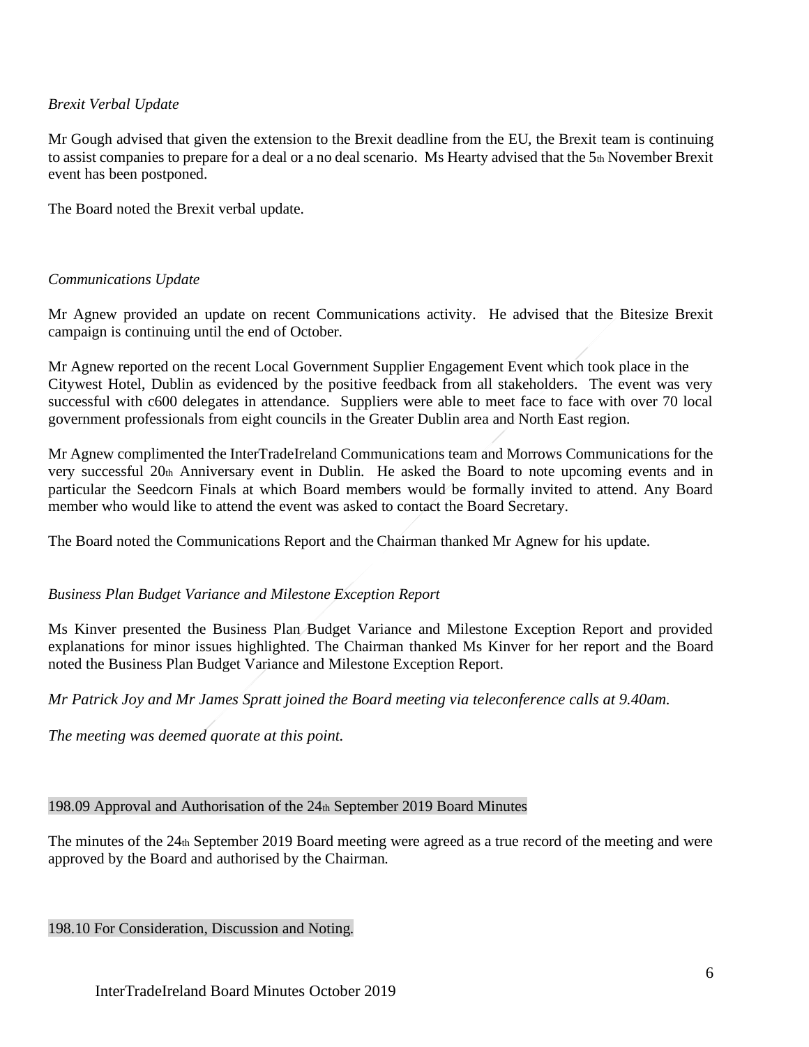*Brexit Verbal Update*

Mr Gough advised that given the extension to the Brexit deadline from the EU, the Brexit team is continuing to assist companies to prepare for a deal or a no deal scenario. Ms Hearty advised that the 5th November Brexit event has been postponed.

The Board noted the Brexit verbal update.

*Communications Update*

Mr Agnew provided an update on recent Communications activity. He advised that the Bitesize Brexit campaign is continuing until the end of October.

Mr Agnew reported on the recent Local Government Supplier Engagement Event which took place in the Citywest Hotel, Dublin as evidenced by the positive feedback from all stakeholders. The event was very successful with c600 delegates in attendance. Suppliers were able to meet face to face with over 70 local government professionals from eight councils in the Greater Dublin area and North East region.

Mr Agnew complimented the InterTradeIreland Communications team and Morrows Communications for the very successful 20th Anniversary event in Dublin. He asked the Board to note upcoming events and in particular the Seedcorn Finals at which Board members would be formally invited to attend. Any Board member who would like to attend the event was asked to contact the Board Secretary.

The Board noted the Communications Report and the Chairman thanked Mr Agnew for his update.

*Business Plan Budget Variance and Milestone Exception Report*

Ms Kinver presented the Business Plan Budget Variance and Milestone Exception Report and provided explanations for minor issues highlighted. The Chairman thanked Ms Kinver for her report and the Board noted the Business Plan Budget Variance and Milestone Exception Report.

*Mr Patrick Joy and Mr James Spratt joined the Board meeting via teleconference calls at 9.40am.*

*The meeting was deemed quorate at this point.*

## 198.09 Approval and Authorisation of the 24th September 2019 Board Minutes

The minutes of the 24th September 2019 Board meeting were agreed as a true record of the meeting and were approved by the Board and authorised by the Chairman.

## 198.10 For Consideration, Discussion and Noting.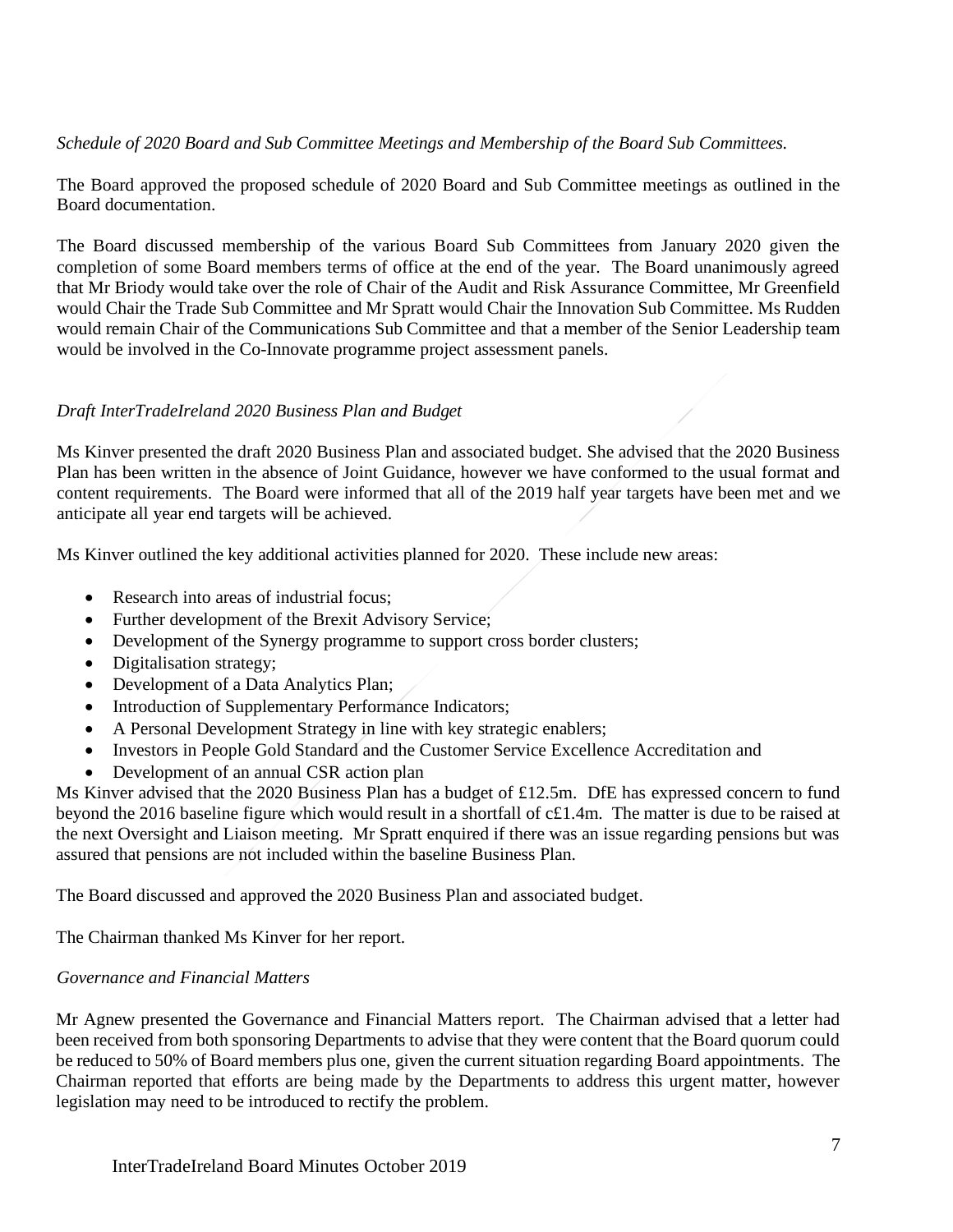*Schedule of 2020 Board and Sub Committee Meetings and Membership of the Board Sub Committees.*

The Board approved the proposed schedule of 2020 Board and Sub Committee meetings as outlined in the Board documentation.

The Board discussed membership of the various Board Sub Committees from January 2020 given the completion of some Board members terms of office at the end of the year. The Board unanimously agreed that Mr Briody would take over the role of Chair of the Audit and Risk Assurance Committee, Mr Greenfield would Chair the Trade Sub Committee and Mr Spratt would Chair the Innovation Sub Committee. Ms Rudden would remain Chair of the Communications Sub Committee and that a member of the Senior Leadership team would be involved in the Co-Innovate programme project assessment panels.

*Draft InterTradeIreland 2020 Business Plan and Budget*

Ms Kinver presented the draft 2020 Business Plan and associated budget. She advised that the 2020 Business Plan has been written in the absence of Joint Guidance, however we have conformed to the usual format and content requirements. The Board were informed that all of the 2019 half year targets have been met and we anticipate all year end targets will be achieved.

Ms Kinver outlined the key additional activities planned for 2020. These include new areas:

- Research into areas of industrial focus;
- Further development of the Brexit Advisory Service;
- Development of the Synergy programme to support cross border clusters;
- Digitalisation strategy;
- Development of a Data Analytics Plan;
- Introduction of Supplementary Performance Indicators;
- A Personal Development Strategy in line with key strategic enablers;
- Investors in People Gold Standard and the Customer Service Excellence Accreditation and
- Development of an annual CSR action plan

Ms Kinver advised that the 2020 Business Plan has a budget of £12.5m. DfE has expressed concern to fund beyond the 2016 baseline figure which would result in a shortfall of c£1.4m. The matter is due to be raised at the next Oversight and Liaison meeting. Mr Spratt enquired if there was an issue regarding pensions but was assured that pensions are not included within the baseline Business Plan.

The Board discussed and approved the 2020 Business Plan and associated budget.

The Chairman thanked Ms Kinver for her report.

*Governance and Financial Matters*

Mr Agnew presented the Governance and Financial Matters report. The Chairman advised that a letter had been received from both sponsoring Departments to advise that they were content that the Board quorum could be reduced to 50% of Board members plus one, given the current situation regarding Board appointments. The Chairman reported that efforts are being made by the Departments to address this urgent matter, however legislation may need to be introduced to rectify the problem.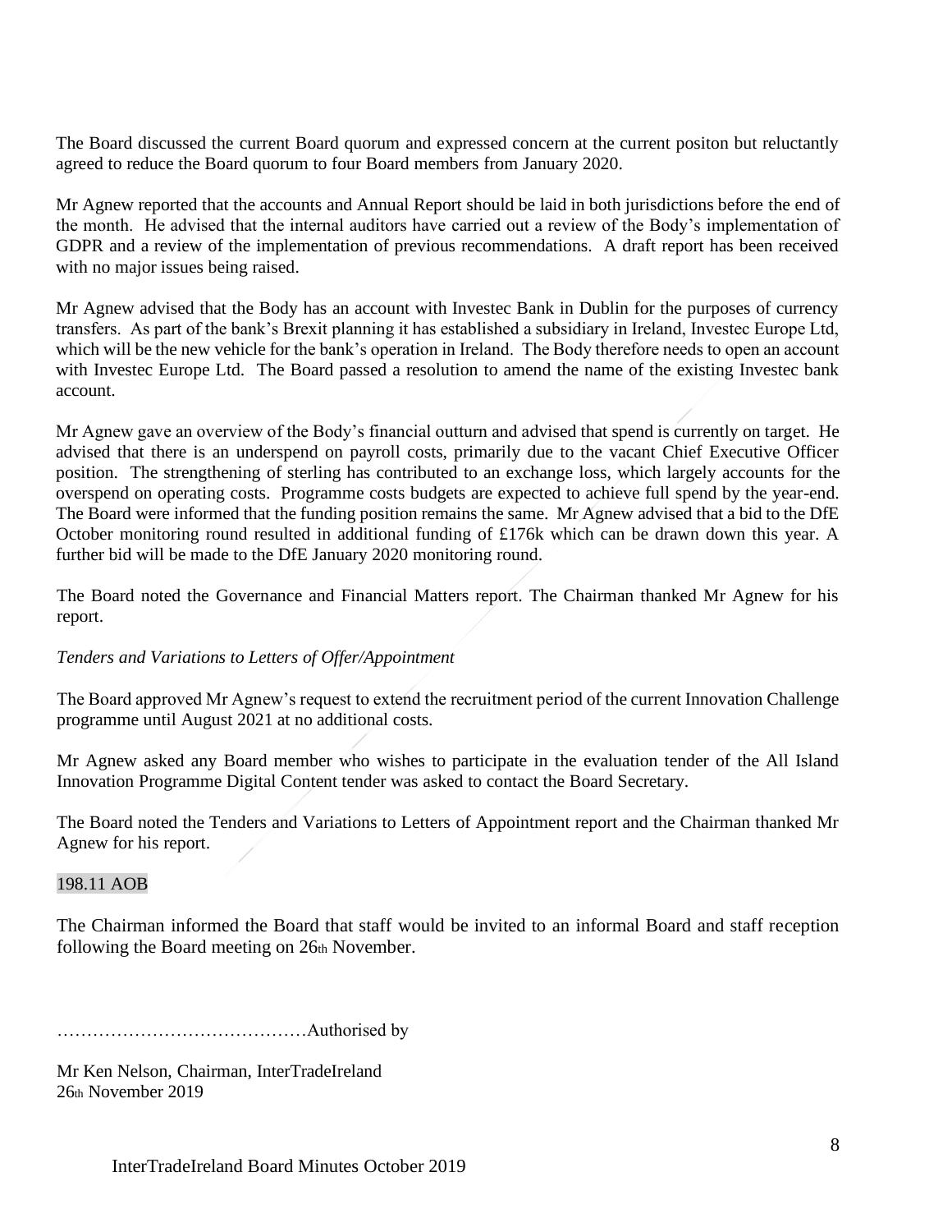The Board discussed the current Board quorum and expressed concern at the current positon but reluctantly agreed to reduce the Board quorum to four Board members from January 2020.

Mr Agnew reported that the accounts and Annual Report should be laid in both jurisdictions before the end of the month. He advised that the internal auditors have carried out a review of the Body's implementation of GDPR and a review of the implementation of previous recommendations. A draft report has been received with no major issues being raised.

Mr Agnew advised that the Body has an account with Investec Bank in Dublin for the purposes of currency transfers. As part of the bank's Brexit planning it has established a subsidiary in Ireland, Investec Europe Ltd, which will be the new vehicle for the bank's operation in Ireland. The Body therefore needs to open an account with Investec Europe Ltd. The Board passed a resolution to amend the name of the existing Investec bank account.

Mr Agnew gave an overview of the Body's financial outturn and advised that spend is currently on target. He advised that there is an underspend on payroll costs, primarily due to the vacant Chief Executive Officer position. The strengthening of sterling has contributed to an exchange loss, which largely accounts for the overspend on operating costs. Programme costs budgets are expected to achieve full spend by the year-end. The Board were informed that the funding position remains the same. Mr Agnew advised that a bid to the DfE October monitoring round resulted in additional funding of £176k which can be drawn down this year. A further bid will be made to the DfE January 2020 monitoring round.

The Board noted the Governance and Financial Matters report. The Chairman thanked Mr Agnew for his report.

*Tenders and Variations to Letters of Offer/Appointment*

The Board approved Mr Agnew's request to extend the recruitment period of the current Innovation Challenge programme until August 2021 at no additional costs.

Mr Agnew asked any Board member who wishes to participate in the evaluation tender of the All Island Innovation Programme Digital Content tender was asked to contact the Board Secretary.

The Board noted the Tenders and Variations to Letters of Appointment report and the Chairman thanked Mr Agnew for his report.

198.11 AOB

The Chairman informed the Board that staff would be invited to an informal Board and staff reception following the Board meeting on 26th November.

……………………………………Authorised by

Mr Ken Nelson, Chairman, InterTradeIreland
26th November 2019